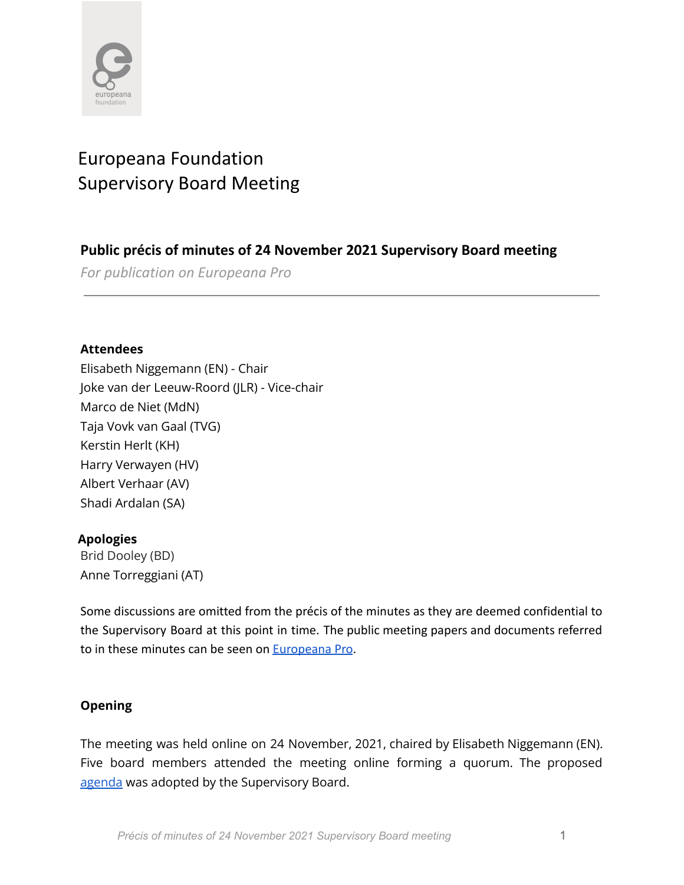# Europeana Foundation
# Supervisory Board Meeting

## Public précis of minutes of 24 November 2021 Supervisory Board meeting

*For publication on Europeana Pro*

---

**Attendees**

Elisabeth Niggemann (EN) - Chair
Joke van der Leeuw-Roord (JLR) - Vice-chair
Marco de Niet (MdN)
Taja Vovk van Gaal (TVG)
Kerstin Herlt (KH)
Harry Verwayen (HV)
Albert Verhaar (AV)
Shadi Ardalan (SA)

**Apologies**

Brid Dooley (BD)
Anne Torreggiani (AT)

Some discussions are omitted from the précis of the minutes as they are deemed confidential to the Supervisory Board at this point in time. The public meeting papers and documents referred to in these minutes can be seen on [Europeana Pro](Europeana Pro).

**Opening**

The meeting was held online on 24 November, 2021, chaired by Elisabeth Niggemann (EN). Five board members attended the meeting online forming a quorum. The proposed [agenda](agenda) was adopted by the Supervisory Board.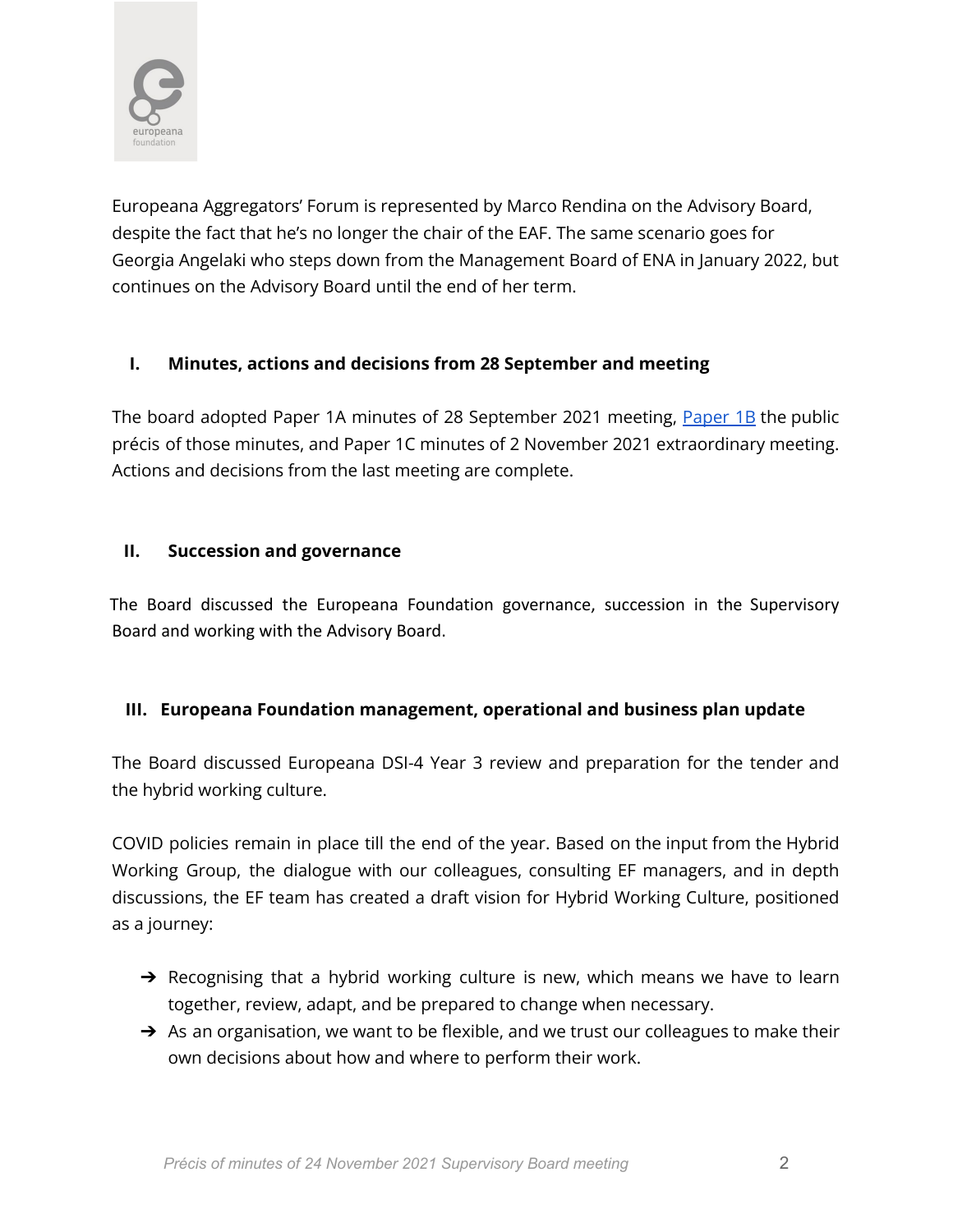Europeana Aggregators' Forum is represented by Marco Rendina on the Advisory Board, despite the fact that he's no longer the chair of the EAF. The same scenario goes for Georgia Angelaki who steps down from the Management Board of ENA in January 2022, but continues on the Advisory Board until the end of her term.

## I. Minutes, actions and decisions from 28 September and meeting

The board adopted Paper 1A minutes of 28 September 2021 meeting, [Paper 1B] the public précis of those minutes, and Paper 1C minutes of 2 November 2021 extraordinary meeting. Actions and decisions from the last meeting are complete.

## II. Succession and governance

The Board discussed the Europeana Foundation governance, succession in the Supervisory Board and working with the Advisory Board.

## III. Europeana Foundation management, operational and business plan update

The Board discussed Europeana DSI-4 Year 3 review and preparation for the tender and the hybrid working culture.

COVID policies remain in place till the end of the year. Based on the input from the Hybrid Working Group, the dialogue with our colleagues, consulting EF managers, and in depth discussions, the EF team has created a draft vision for Hybrid Working Culture, positioned as a journey:

- Recognising that a hybrid working culture is new, which means we have to learn together, review, adapt, and be prepared to change when necessary.
- As an organisation, we want to be flexible, and we trust our colleagues to make their own decisions about how and where to perform their work.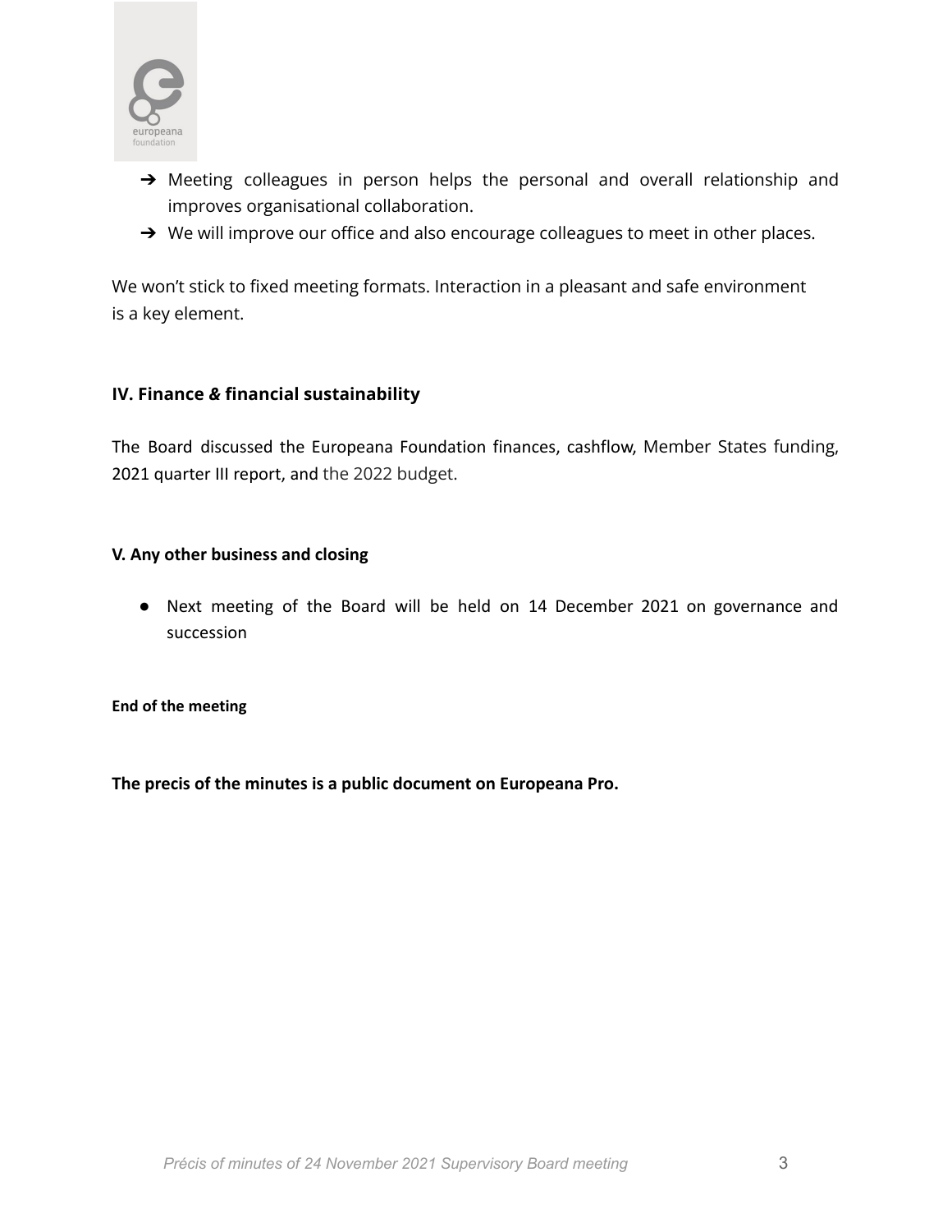- ➔ Meeting colleagues in person helps the personal and overall relationship and improves organisational collaboration.
- ➔ We will improve our office and also encourage colleagues to meet in other places.

We won't stick to fixed meeting formats. Interaction in a pleasant and safe environment is a key element.

### IV. Finance & financial sustainability

The Board discussed the Europeana Foundation finances, cashflow, Member States funding, 2021 quarter III report, and the 2022 budget.

### V. Any other business and closing

- Next meeting of the Board will be held on 14 December 2021 on governance and succession

**End of the meeting**

**The precis of the minutes is a public document on Europeana Pro.**